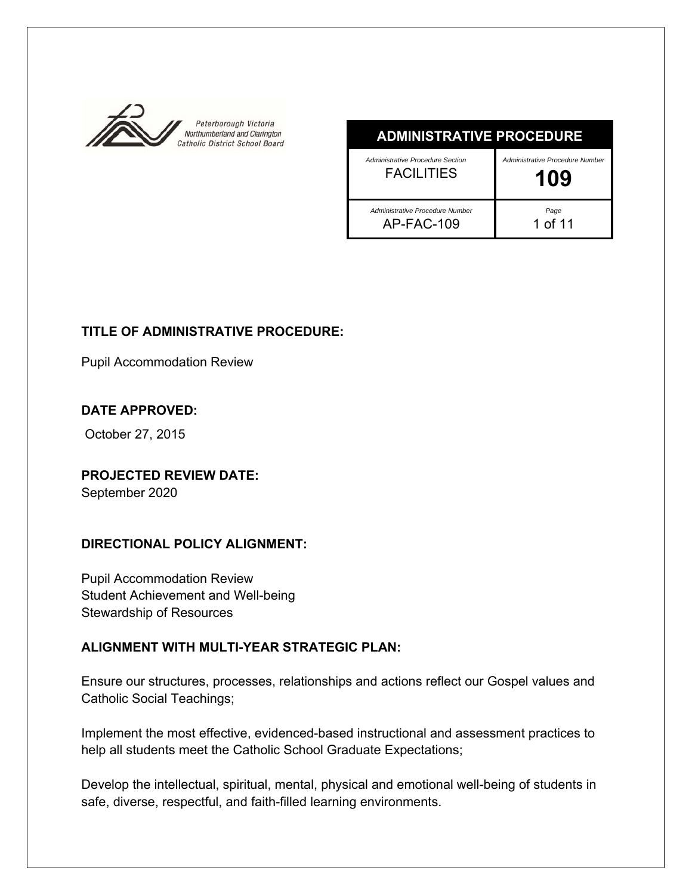Peterborough Victoria Northumberland and Clarington Catholic District School Board

| ADMINISTRATIVE PROCEDURE | |
| --- | --- |
| *Administrative Procedure Section* FACILITIES | *Administrative Procedure Number* **109** |
| *Administrative Procedure Number* AP-FAC-109 | *Page* 1 of 11 |

**TITLE OF ADMINISTRATIVE PROCEDURE:**

Pupil Accommodation Review

**DATE APPROVED:**

October 27, 2015

**PROJECTED REVIEW DATE:**

September 2020

**DIRECTIONAL POLICY ALIGNMENT:**

Pupil Accommodation Review
Student Achievement and Well-being
Stewardship of Resources

**ALIGNMENT WITH MULTI-YEAR STRATEGIC PLAN:**

Ensure our structures, processes, relationships and actions reflect our Gospel values and Catholic Social Teachings;

Implement the most effective, evidenced-based instructional and assessment practices to help all students meet the Catholic School Graduate Expectations;

Develop the intellectual, spiritual, mental, physical and emotional well-being of students in safe, diverse, respectful, and faith-filled learning environments.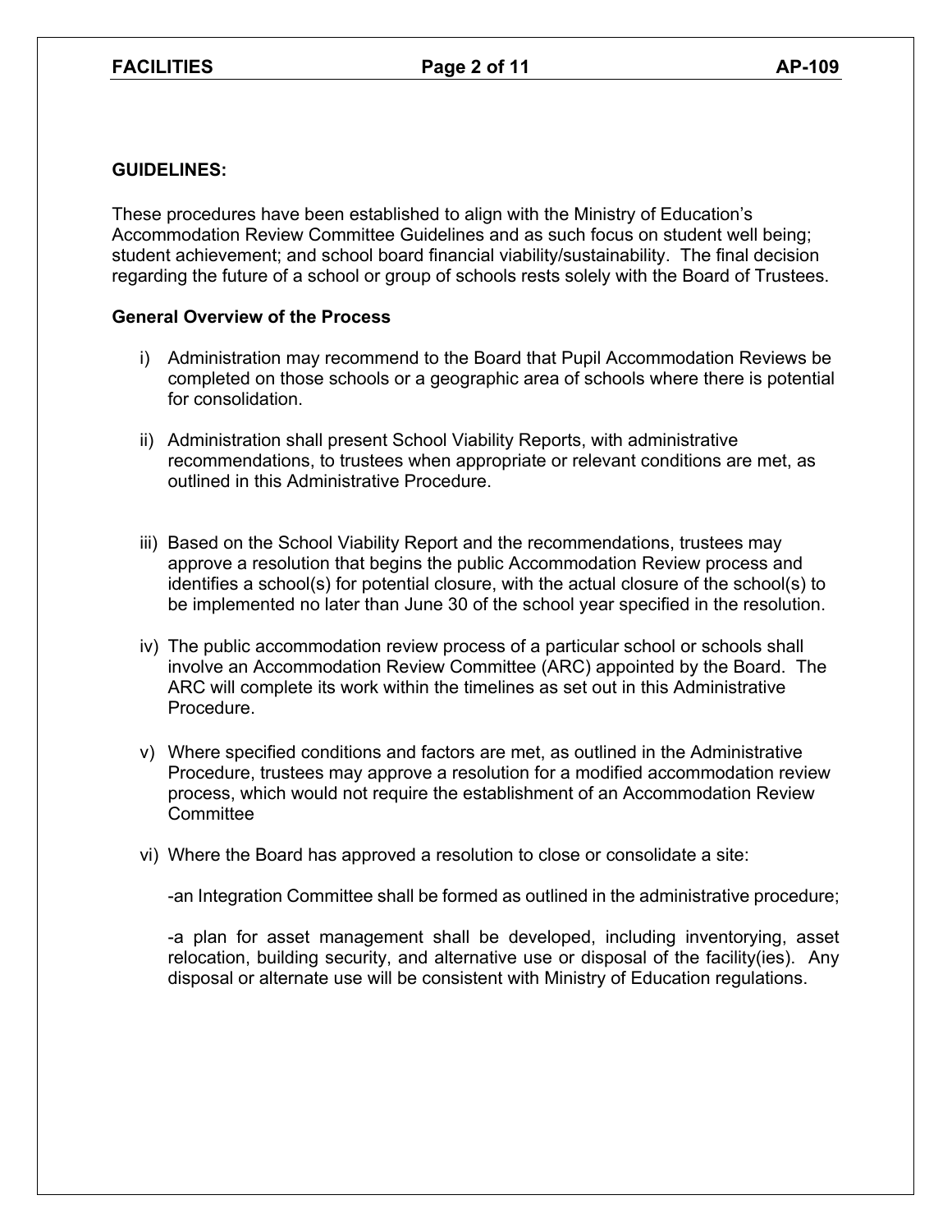**GUIDELINES:**

These procedures have been established to align with the Ministry of Education's Accommodation Review Committee Guidelines and as such focus on student well being; student achievement; and school board financial viability/sustainability. The final decision regarding the future of a school or group of schools rests solely with the Board of Trustees.

**General Overview of the Process**

i) Administration may recommend to the Board that Pupil Accommodation Reviews be completed on those schools or a geographic area of schools where there is potential for consolidation.

ii) Administration shall present School Viability Reports, with administrative recommendations, to trustees when appropriate or relevant conditions are met, as outlined in this Administrative Procedure.

iii) Based on the School Viability Report and the recommendations, trustees may approve a resolution that begins the public Accommodation Review process and identifies a school(s) for potential closure, with the actual closure of the school(s) to be implemented no later than June 30 of the school year specified in the resolution.

iv) The public accommodation review process of a particular school or schools shall involve an Accommodation Review Committee (ARC) appointed by the Board. The ARC will complete its work within the timelines as set out in this Administrative Procedure.

v) Where specified conditions and factors are met, as outlined in the Administrative Procedure, trustees may approve a resolution for a modified accommodation review process, which would not require the establishment of an Accommodation Review Committee

vi) Where the Board has approved a resolution to close or consolidate a site:

-an Integration Committee shall be formed as outlined in the administrative procedure;

-a plan for asset management shall be developed, including inventorying, asset relocation, building security, and alternative use or disposal of the facility(ies). Any disposal or alternate use will be consistent with Ministry of Education regulations.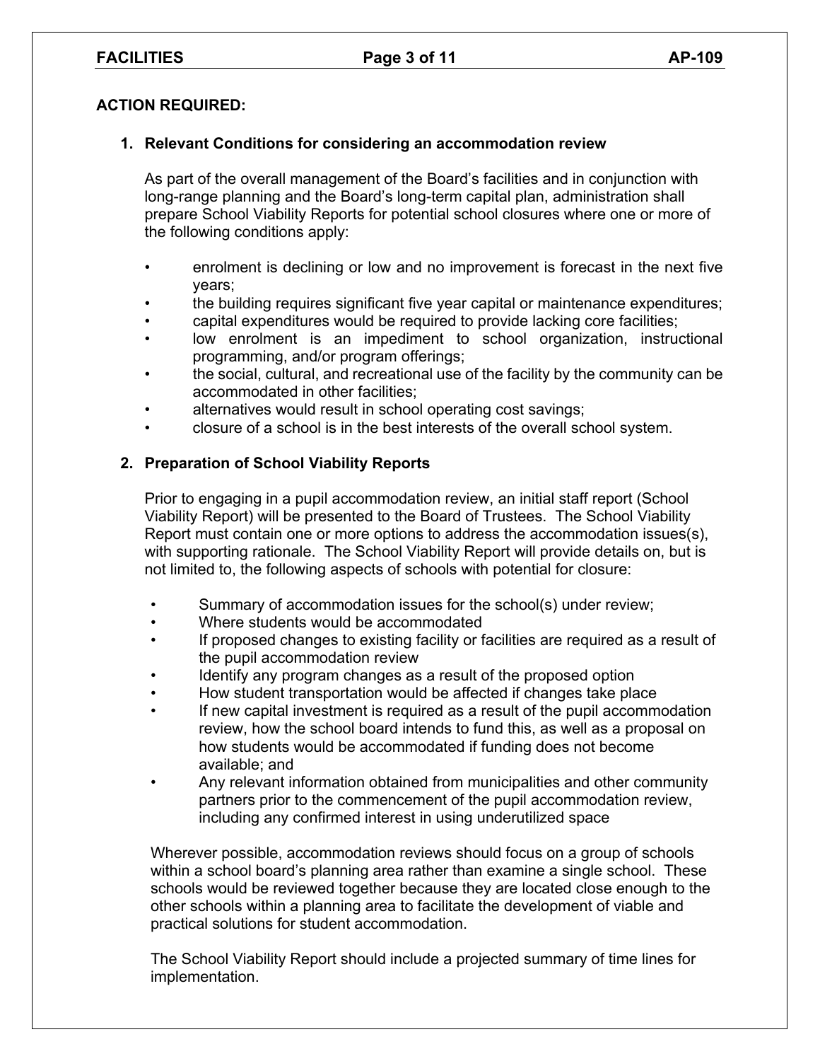**ACTION REQUIRED:**

**1. Relevant Conditions for considering an accommodation review**

As part of the overall management of the Board's facilities and in conjunction with long-range planning and the Board's long-term capital plan, administration shall prepare School Viability Reports for potential school closures where one or more of the following conditions apply:

- enrolment is declining or low and no improvement is forecast in the next five years;
- the building requires significant five year capital or maintenance expenditures;
- capital expenditures would be required to provide lacking core facilities;
- low enrolment is an impediment to school organization, instructional programming, and/or program offerings;
- the social, cultural, and recreational use of the facility by the community can be accommodated in other facilities;
- alternatives would result in school operating cost savings;
- closure of a school is in the best interests of the overall school system.

**2. Preparation of School Viability Reports**

Prior to engaging in a pupil accommodation review, an initial staff report (School Viability Report) will be presented to the Board of Trustees. The School Viability Report must contain one or more options to address the accommodation issues(s), with supporting rationale. The School Viability Report will provide details on, but is not limited to, the following aspects of schools with potential for closure:

- Summary of accommodation issues for the school(s) under review;
- Where students would be accommodated
- If proposed changes to existing facility or facilities are required as a result of the pupil accommodation review
- Identify any program changes as a result of the proposed option
- How student transportation would be affected if changes take place
- If new capital investment is required as a result of the pupil accommodation review, how the school board intends to fund this, as well as a proposal on how students would be accommodated if funding does not become available; and
- Any relevant information obtained from municipalities and other community partners prior to the commencement of the pupil accommodation review, including any confirmed interest in using underutilized space

Wherever possible, accommodation reviews should focus on a group of schools within a school board's planning area rather than examine a single school. These schools would be reviewed together because they are located close enough to the other schools within a planning area to facilitate the development of viable and practical solutions for student accommodation.

The School Viability Report should include a projected summary of time lines for implementation.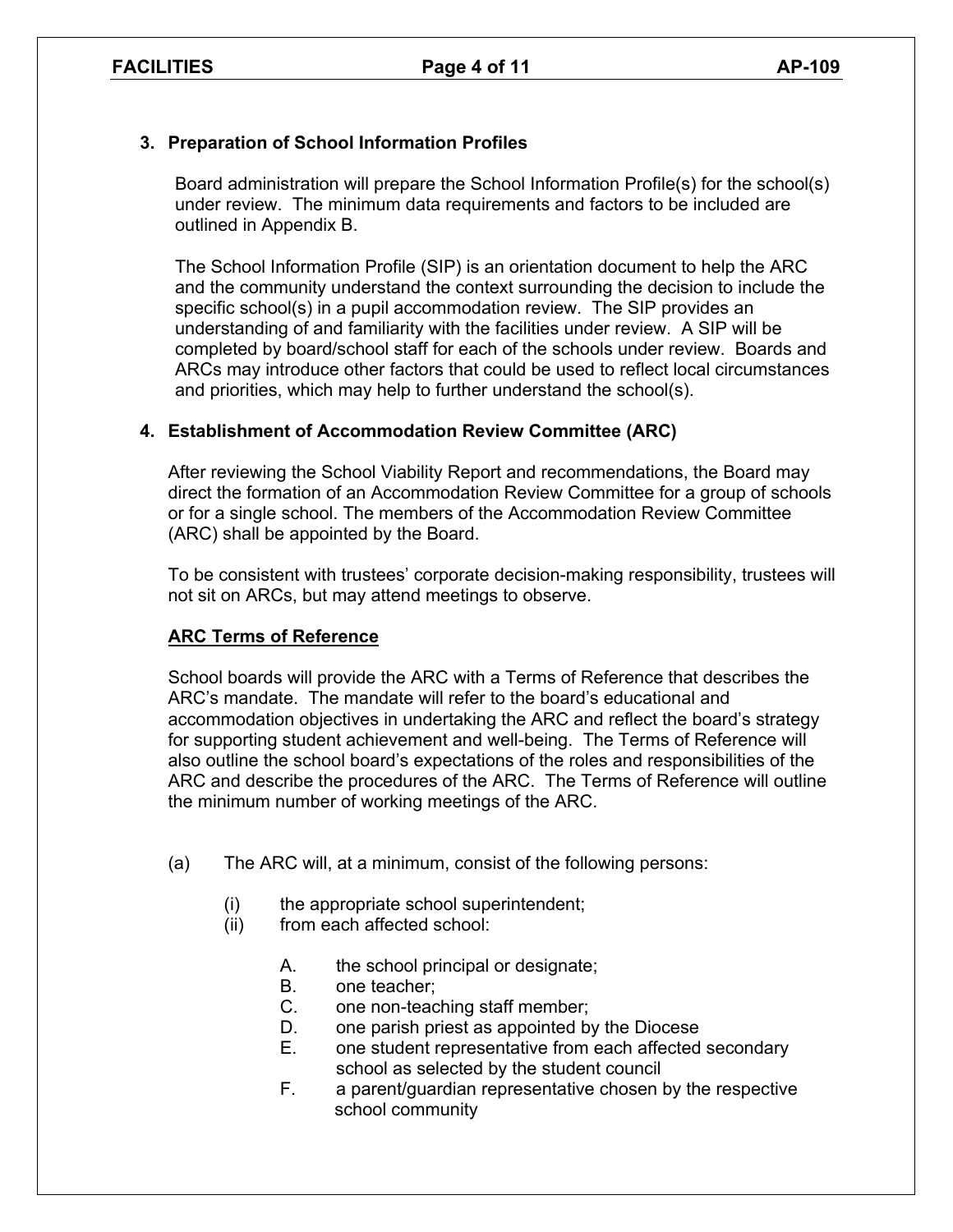### 3. Preparation of School Information Profiles

Board administration will prepare the School Information Profile(s) for the school(s) under review. The minimum data requirements and factors to be included are outlined in Appendix B.

The School Information Profile (SIP) is an orientation document to help the ARC and the community understand the context surrounding the decision to include the specific school(s) in a pupil accommodation review. The SIP provides an understanding of and familiarity with the facilities under review. A SIP will be completed by board/school staff for each of the schools under review. Boards and ARCs may introduce other factors that could be used to reflect local circumstances and priorities, which may help to further understand the school(s).

### 4. Establishment of Accommodation Review Committee (ARC)

After reviewing the School Viability Report and recommendations, the Board may direct the formation of an Accommodation Review Committee for a group of schools or for a single school. The members of the Accommodation Review Committee (ARC) shall be appointed by the Board.

To be consistent with trustees' corporate decision-making responsibility, trustees will not sit on ARCs, but may attend meetings to observe.

**ARC Terms of Reference**

School boards will provide the ARC with a Terms of Reference that describes the ARC's mandate. The mandate will refer to the board's educational and accommodation objectives in undertaking the ARC and reflect the board's strategy for supporting student achievement and well-being. The Terms of Reference will also outline the school board's expectations of the roles and responsibilities of the ARC and describe the procedures of the ARC. The Terms of Reference will outline the minimum number of working meetings of the ARC.

(a) The ARC will, at a minimum, consist of the following persons:

- (i) the appropriate school superintendent;
- (ii) from each affected school:
  - A. the school principal or designate;
  - B. one teacher;
  - C. one non-teaching staff member;
  - D. one parish priest as appointed by the Diocese
  - E. one student representative from each affected secondary school as selected by the student council
  - F. a parent/guardian representative chosen by the respective school community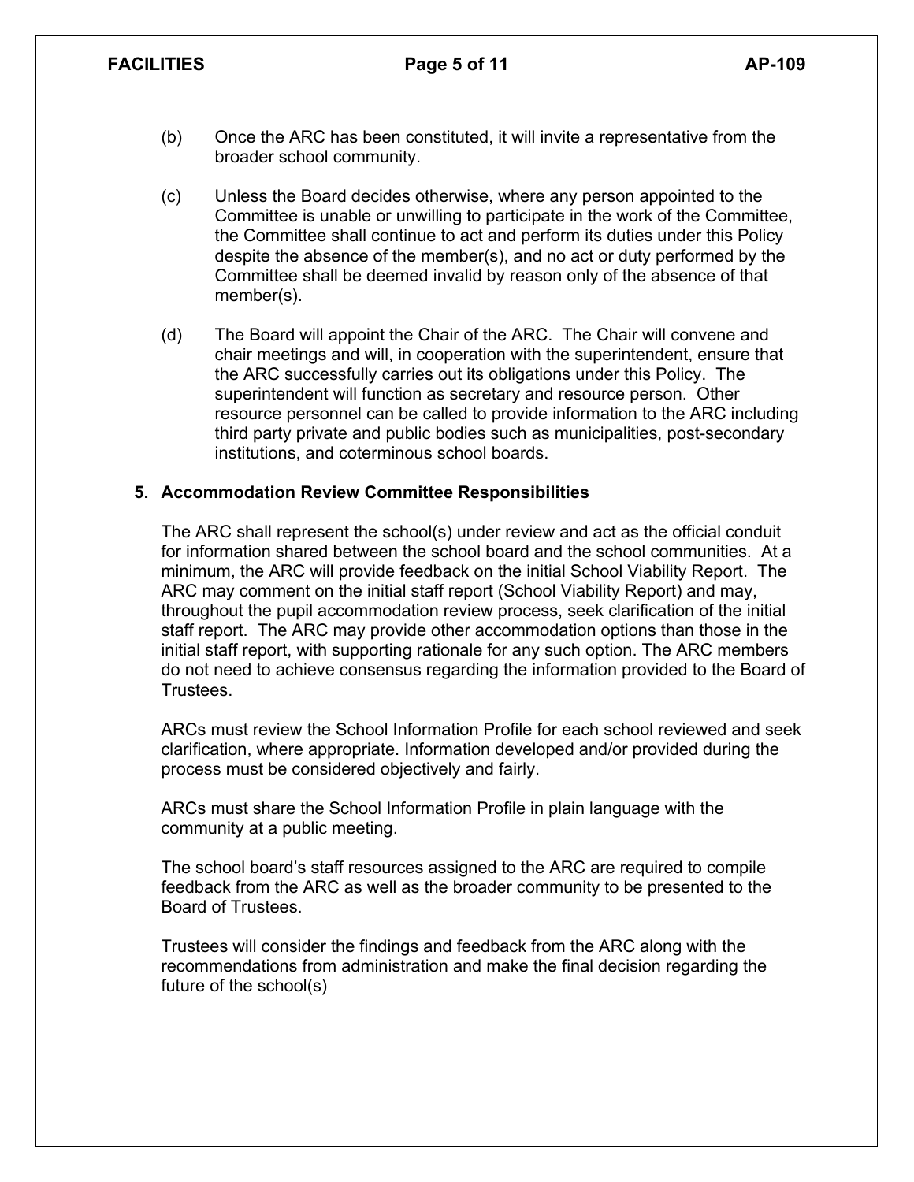(b) Once the ARC has been constituted, it will invite a representative from the broader school community.

(c) Unless the Board decides otherwise, where any person appointed to the Committee is unable or unwilling to participate in the work of the Committee, the Committee shall continue to act and perform its duties under this Policy despite the absence of the member(s), and no act or duty performed by the Committee shall be deemed invalid by reason only of the absence of that member(s).

(d) The Board will appoint the Chair of the ARC. The Chair will convene and chair meetings and will, in cooperation with the superintendent, ensure that the ARC successfully carries out its obligations under this Policy. The superintendent will function as secretary and resource person. Other resource personnel can be called to provide information to the ARC including third party private and public bodies such as municipalities, post-secondary institutions, and coterminous school boards.

### 5. Accommodation Review Committee Responsibilities

The ARC shall represent the school(s) under review and act as the official conduit for information shared between the school board and the school communities. At a minimum, the ARC will provide feedback on the initial School Viability Report. The ARC may comment on the initial staff report (School Viability Report) and may, throughout the pupil accommodation review process, seek clarification of the initial staff report. The ARC may provide other accommodation options than those in the initial staff report, with supporting rationale for any such option. The ARC members do not need to achieve consensus regarding the information provided to the Board of Trustees.

ARCs must review the School Information Profile for each school reviewed and seek clarification, where appropriate. Information developed and/or provided during the process must be considered objectively and fairly.

ARCs must share the School Information Profile in plain language with the community at a public meeting.

The school board's staff resources assigned to the ARC are required to compile feedback from the ARC as well as the broader community to be presented to the Board of Trustees.

Trustees will consider the findings and feedback from the ARC along with the recommendations from administration and make the final decision regarding the future of the school(s)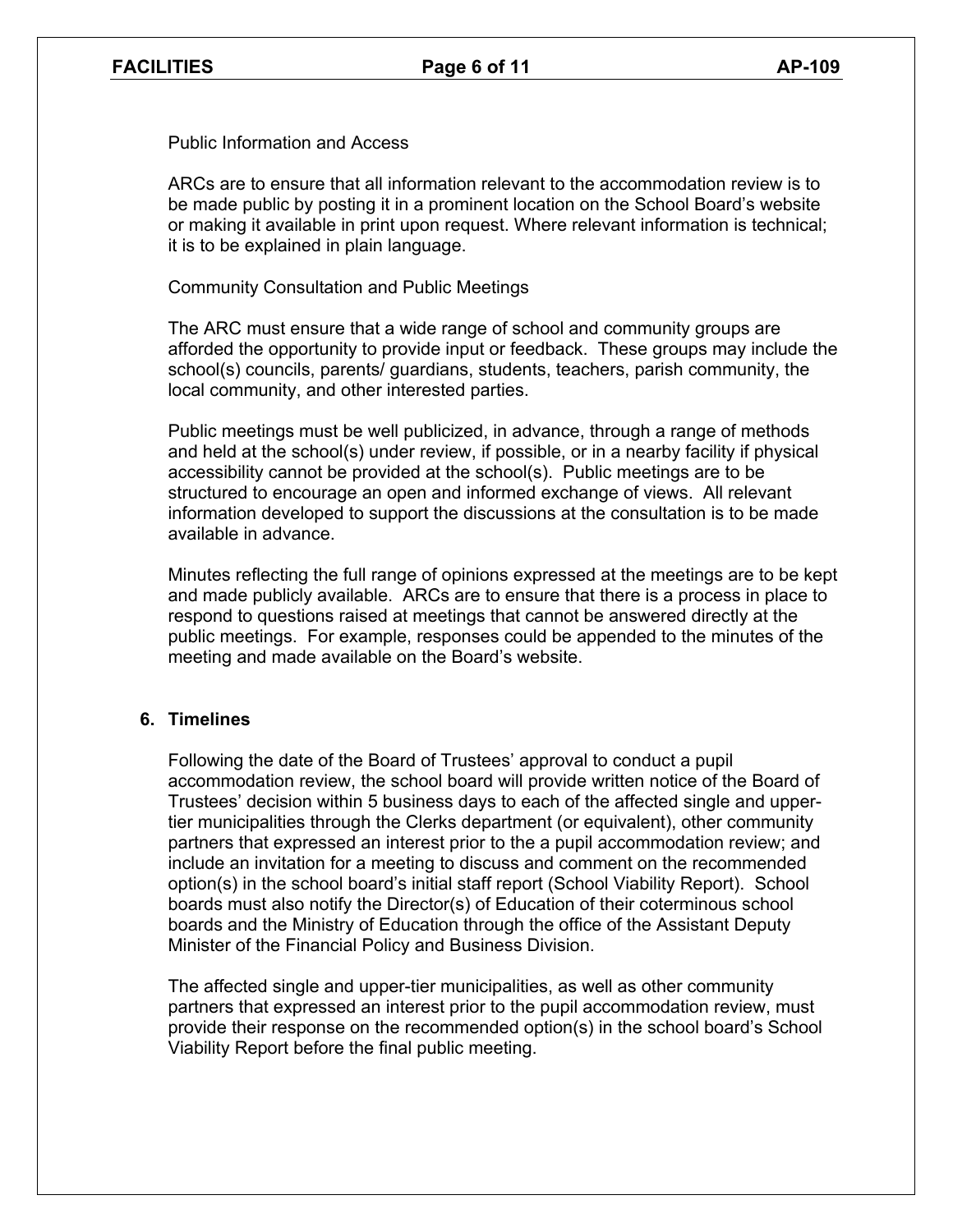Public Information and Access

ARCs are to ensure that all information relevant to the accommodation review is to be made public by posting it in a prominent location on the School Board's website or making it available in print upon request. Where relevant information is technical; it is to be explained in plain language.

Community Consultation and Public Meetings

The ARC must ensure that a wide range of school and community groups are afforded the opportunity to provide input or feedback. These groups may include the school(s) councils, parents/ guardians, students, teachers, parish community, the local community, and other interested parties.

Public meetings must be well publicized, in advance, through a range of methods and held at the school(s) under review, if possible, or in a nearby facility if physical accessibility cannot be provided at the school(s). Public meetings are to be structured to encourage an open and informed exchange of views. All relevant information developed to support the discussions at the consultation is to be made available in advance.

Minutes reflecting the full range of opinions expressed at the meetings are to be kept and made publicly available. ARCs are to ensure that there is a process in place to respond to questions raised at meetings that cannot be answered directly at the public meetings. For example, responses could be appended to the minutes of the meeting and made available on the Board's website.

## 6. Timelines

Following the date of the Board of Trustees' approval to conduct a pupil accommodation review, the school board will provide written notice of the Board of Trustees' decision within 5 business days to each of the affected single and upper-tier municipalities through the Clerks department (or equivalent), other community partners that expressed an interest prior to the a pupil accommodation review; and include an invitation for a meeting to discuss and comment on the recommended option(s) in the school board's initial staff report (School Viability Report). School boards must also notify the Director(s) of Education of their coterminous school boards and the Ministry of Education through the office of the Assistant Deputy Minister of the Financial Policy and Business Division.

The affected single and upper-tier municipalities, as well as other community partners that expressed an interest prior to the pupil accommodation review, must provide their response on the recommended option(s) in the school board's School Viability Report before the final public meeting.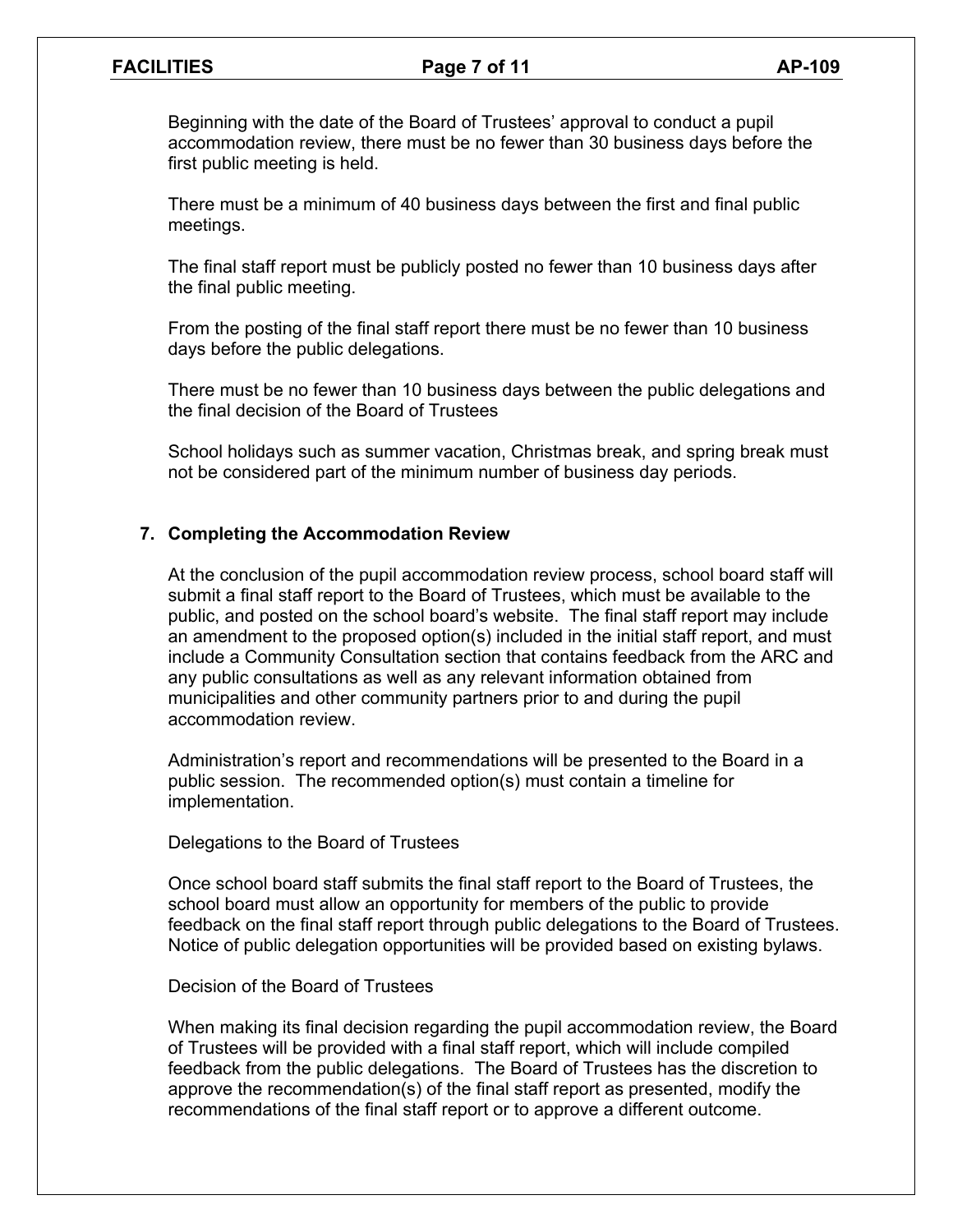Beginning with the date of the Board of Trustees' approval to conduct a pupil accommodation review, there must be no fewer than 30 business days before the first public meeting is held.

There must be a minimum of 40 business days between the first and final public meetings.

The final staff report must be publicly posted no fewer than 10 business days after the final public meeting.

From the posting of the final staff report there must be no fewer than 10 business days before the public delegations.

There must be no fewer than 10 business days between the public delegations and the final decision of the Board of Trustees

School holidays such as summer vacation, Christmas break, and spring break must not be considered part of the minimum number of business day periods.

## 7. Completing the Accommodation Review

At the conclusion of the pupil accommodation review process, school board staff will submit a final staff report to the Board of Trustees, which must be available to the public, and posted on the school board's website. The final staff report may include an amendment to the proposed option(s) included in the initial staff report, and must include a Community Consultation section that contains feedback from the ARC and any public consultations as well as any relevant information obtained from municipalities and other community partners prior to and during the pupil accommodation review.

Administration's report and recommendations will be presented to the Board in a public session. The recommended option(s) must contain a timeline for implementation.

Delegations to the Board of Trustees

Once school board staff submits the final staff report to the Board of Trustees, the school board must allow an opportunity for members of the public to provide feedback on the final staff report through public delegations to the Board of Trustees. Notice of public delegation opportunities will be provided based on existing bylaws.

Decision of the Board of Trustees

When making its final decision regarding the pupil accommodation review, the Board of Trustees will be provided with a final staff report, which will include compiled feedback from the public delegations. The Board of Trustees has the discretion to approve the recommendation(s) of the final staff report as presented, modify the recommendations of the final staff report or to approve a different outcome.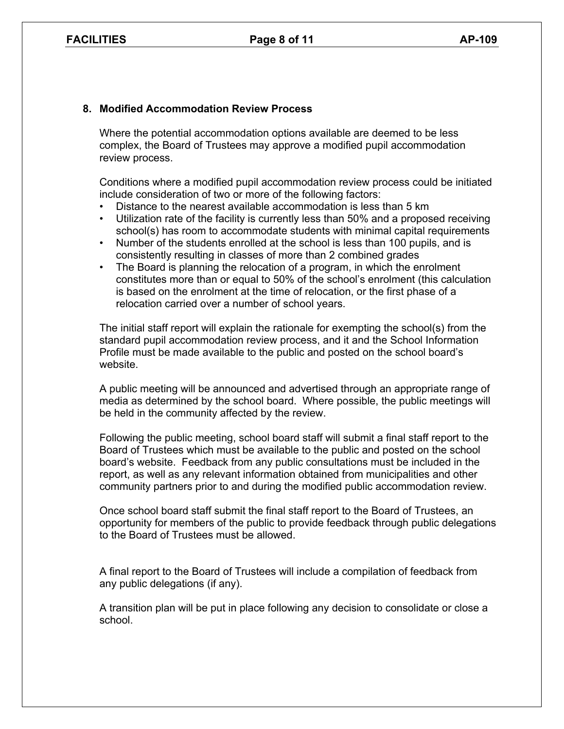## 8. Modified Accommodation Review Process

Where the potential accommodation options available are deemed to be less complex, the Board of Trustees may approve a modified pupil accommodation review process.

Conditions where a modified pupil accommodation review process could be initiated include consideration of two or more of the following factors:

- Distance to the nearest available accommodation is less than 5 km
- Utilization rate of the facility is currently less than 50% and a proposed receiving school(s) has room to accommodate students with minimal capital requirements
- Number of the students enrolled at the school is less than 100 pupils, and is consistently resulting in classes of more than 2 combined grades
- The Board is planning the relocation of a program, in which the enrolment constitutes more than or equal to 50% of the school's enrolment (this calculation is based on the enrolment at the time of relocation, or the first phase of a relocation carried over a number of school years.

The initial staff report will explain the rationale for exempting the school(s) from the standard pupil accommodation review process, and it and the School Information Profile must be made available to the public and posted on the school board's website.

A public meeting will be announced and advertised through an appropriate range of media as determined by the school board. Where possible, the public meetings will be held in the community affected by the review.

Following the public meeting, school board staff will submit a final staff report to the Board of Trustees which must be available to the public and posted on the school board's website. Feedback from any public consultations must be included in the report, as well as any relevant information obtained from municipalities and other community partners prior to and during the modified public accommodation review.

Once school board staff submit the final staff report to the Board of Trustees, an opportunity for members of the public to provide feedback through public delegations to the Board of Trustees must be allowed.

A final report to the Board of Trustees will include a compilation of feedback from any public delegations (if any).

A transition plan will be put in place following any decision to consolidate or close a school.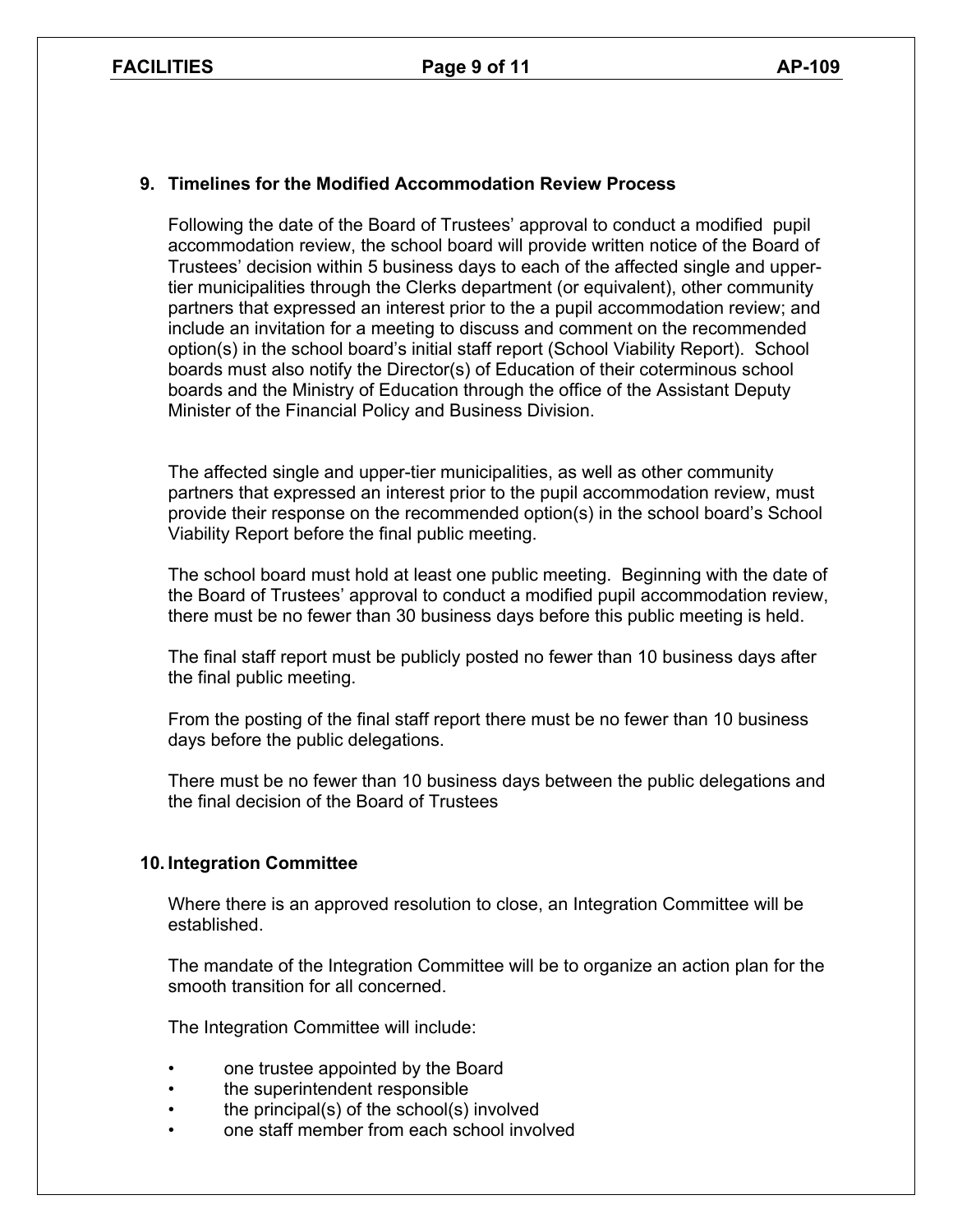## 9. Timelines for the Modified Accommodation Review Process

Following the date of the Board of Trustees' approval to conduct a modified pupil accommodation review, the school board will provide written notice of the Board of Trustees' decision within 5 business days to each of the affected single and upper-tier municipalities through the Clerks department (or equivalent), other community partners that expressed an interest prior to the a pupil accommodation review; and include an invitation for a meeting to discuss and comment on the recommended option(s) in the school board's initial staff report (School Viability Report). School boards must also notify the Director(s) of Education of their coterminous school boards and the Ministry of Education through the office of the Assistant Deputy Minister of the Financial Policy and Business Division.

The affected single and upper-tier municipalities, as well as other community partners that expressed an interest prior to the pupil accommodation review, must provide their response on the recommended option(s) in the school board's School Viability Report before the final public meeting.

The school board must hold at least one public meeting. Beginning with the date of the Board of Trustees' approval to conduct a modified pupil accommodation review, there must be no fewer than 30 business days before this public meeting is held.

The final staff report must be publicly posted no fewer than 10 business days after the final public meeting.

From the posting of the final staff report there must be no fewer than 10 business days before the public delegations.

There must be no fewer than 10 business days between the public delegations and the final decision of the Board of Trustees

## 10. Integration Committee

Where there is an approved resolution to close, an Integration Committee will be established.

The mandate of the Integration Committee will be to organize an action plan for the smooth transition for all concerned.

The Integration Committee will include:

- one trustee appointed by the Board
- the superintendent responsible
- the principal(s) of the school(s) involved
- one staff member from each school involved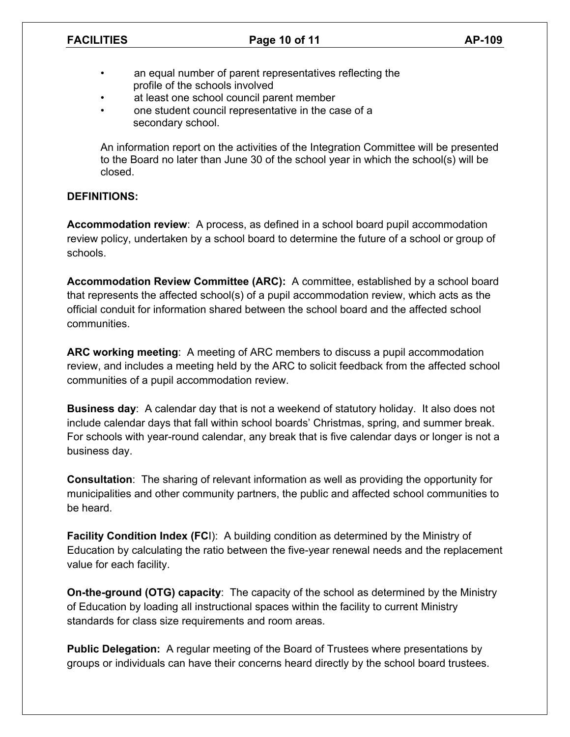- an equal number of parent representatives reflecting the profile of the schools involved
- at least one school council parent member
- one student council representative in the case of a secondary school.

An information report on the activities of the Integration Committee will be presented to the Board no later than June 30 of the school year in which the school(s) will be closed.

**DEFINITIONS:**

**Accommodation review**: A process, as defined in a school board pupil accommodation review policy, undertaken by a school board to determine the future of a school or group of schools.

**Accommodation Review Committee (ARC):** A committee, established by a school board that represents the affected school(s) of a pupil accommodation review, which acts as the official conduit for information shared between the school board and the affected school communities.

**ARC working meeting**: A meeting of ARC members to discuss a pupil accommodation review, and includes a meeting held by the ARC to solicit feedback from the affected school communities of a pupil accommodation review.

**Business day**: A calendar day that is not a weekend of statutory holiday. It also does not include calendar days that fall within school boards' Christmas, spring, and summer break. For schools with year-round calendar, any break that is five calendar days or longer is not a business day.

**Consultation**: The sharing of relevant information as well as providing the opportunity for municipalities and other community partners, the public and affected school communities to be heard.

**Facility Condition Index (FC**I): A building condition as determined by the Ministry of Education by calculating the ratio between the five-year renewal needs and the replacement value for each facility.

**On-the-ground (OTG) capacity**: The capacity of the school as determined by the Ministry of Education by loading all instructional spaces within the facility to current Ministry standards for class size requirements and room areas.

**Public Delegation:** A regular meeting of the Board of Trustees where presentations by groups or individuals can have their concerns heard directly by the school board trustees.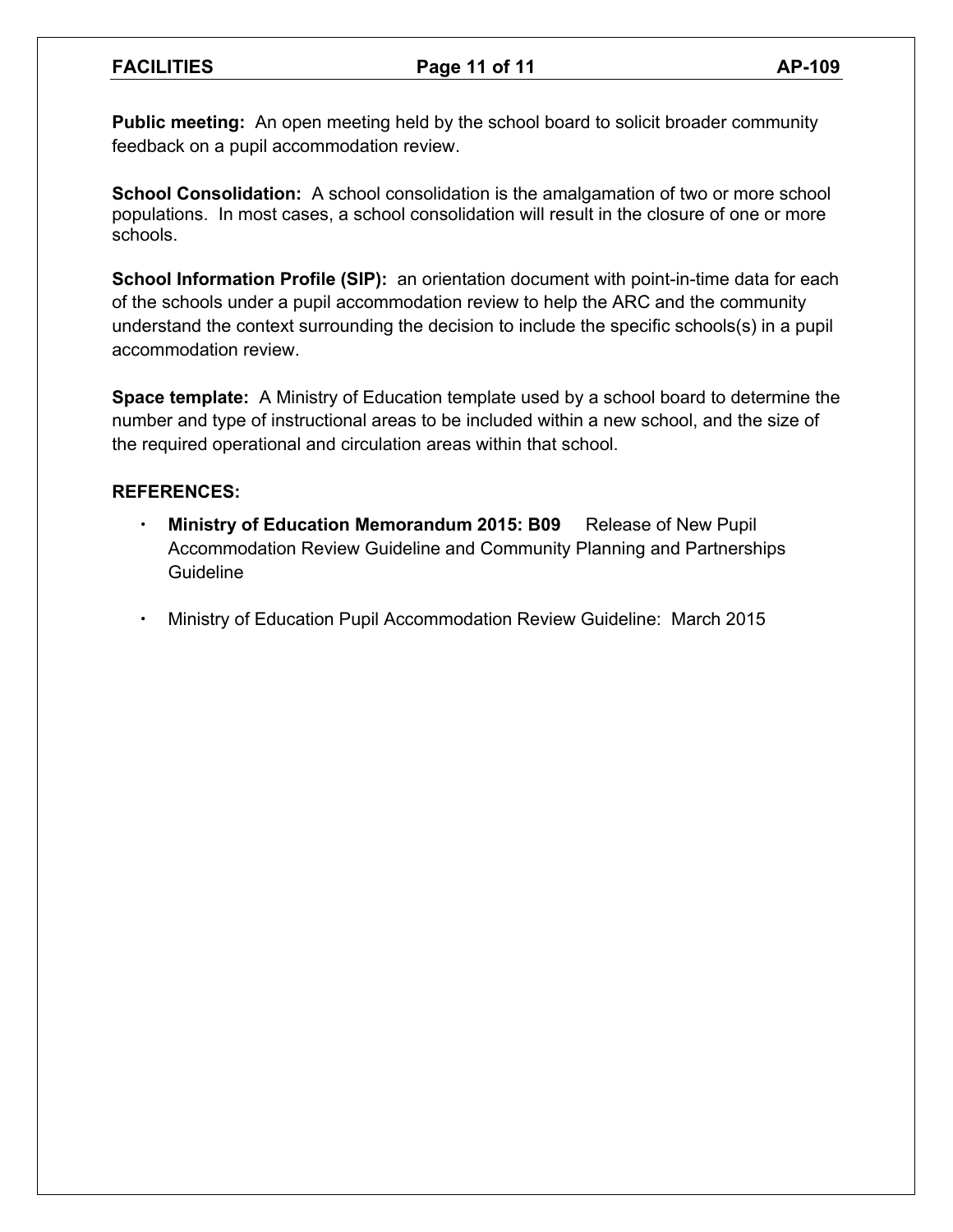**Public meeting:** An open meeting held by the school board to solicit broader community feedback on a pupil accommodation review.

**School Consolidation:** A school consolidation is the amalgamation of two or more school populations. In most cases, a school consolidation will result in the closure of one or more schools.

**School Information Profile (SIP):** an orientation document with point-in-time data for each of the schools under a pupil accommodation review to help the ARC and the community understand the context surrounding the decision to include the specific schools(s) in a pupil accommodation review.

**Space template:** A Ministry of Education template used by a school board to determine the number and type of instructional areas to be included within a new school, and the size of the required operational and circulation areas within that school.

**REFERENCES:**

- **Ministry of Education Memorandum 2015: B09** Release of New Pupil Accommodation Review Guideline and Community Planning and Partnerships Guideline
- Ministry of Education Pupil Accommodation Review Guideline: March 2015